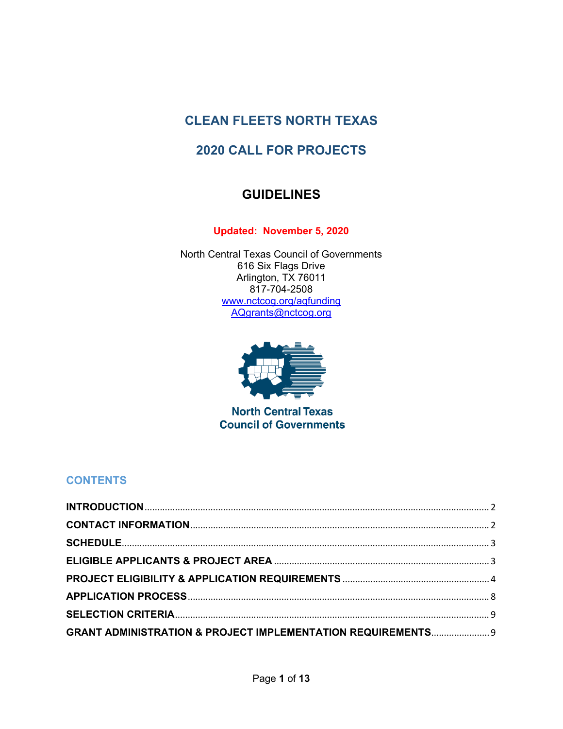# CLEAN FLEETS NORTH TEXAS

# 2020 CALL FOR PROJECTS

## GUIDELINES

**Updated: November 5, 2020**

North Central Texas Council of Governments
616 Six Flags Drive
Arlington, TX 76011
817-704-2508
www.nctcog.org/aqfunding
AQgrants@nctcog.org

North Central Texas
Council of Governments

## CONTENTS

| | |
|---|---|
| **INTRODUCTION** | 2 |
| **CONTACT INFORMATION** | 2 |
| **SCHEDULE** | 3 |
| **ELIGIBLE APPLICANTS & PROJECT AREA** | 3 |
| **PROJECT ELIGIBILITY & APPLICATION REQUIREMENTS** | 4 |
| **APPLICATION PROCESS** | 8 |
| **SELECTION CRITERIA** | 9 |
| **GRANT ADMINISTRATION & PROJECT IMPLEMENTATION REQUIREMENTS** | 9 |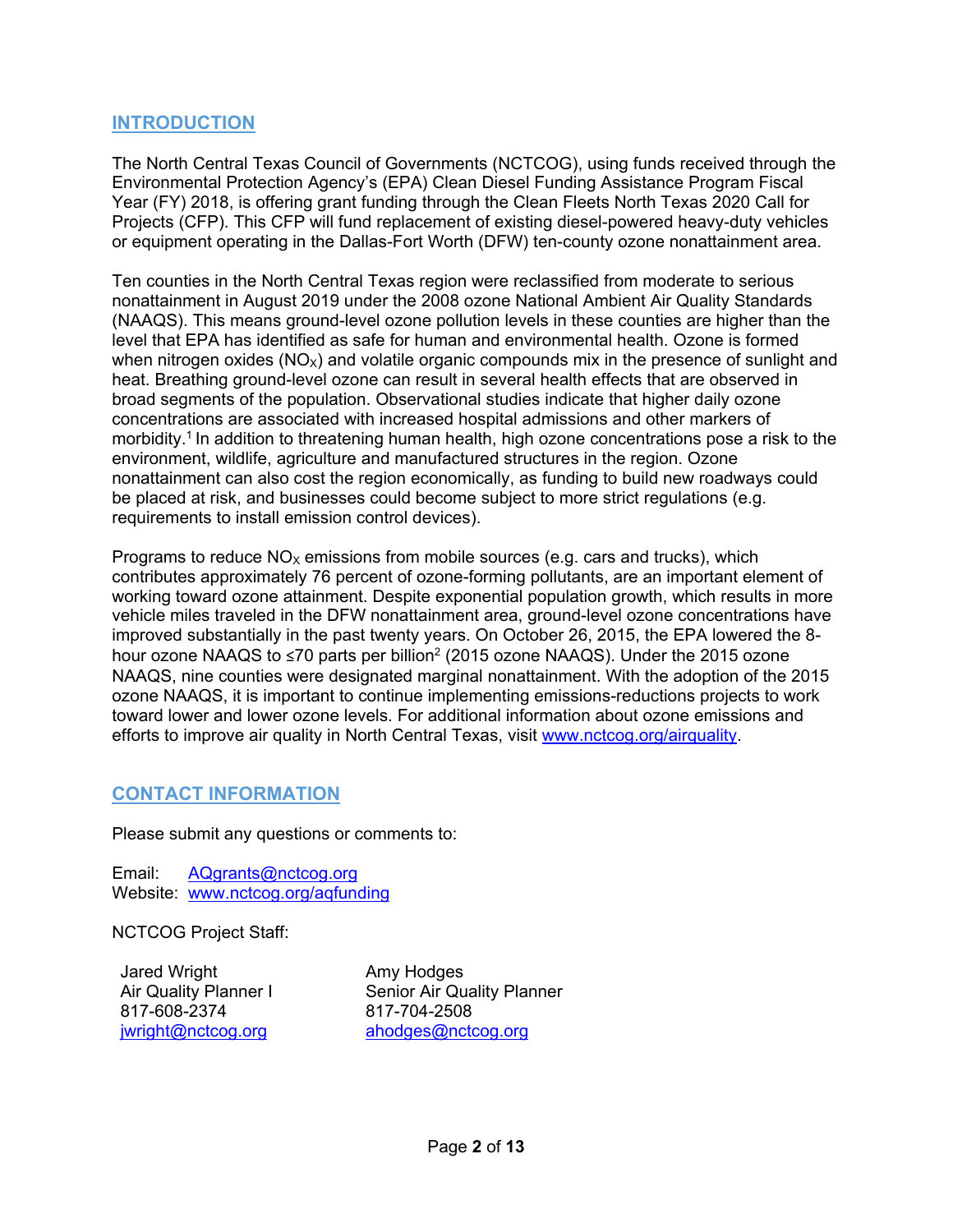## INTRODUCTION

The North Central Texas Council of Governments (NCTCOG), using funds received through the Environmental Protection Agency's (EPA) Clean Diesel Funding Assistance Program Fiscal Year (FY) 2018, is offering grant funding through the Clean Fleets North Texas 2020 Call for Projects (CFP). This CFP will fund replacement of existing diesel-powered heavy-duty vehicles or equipment operating in the Dallas-Fort Worth (DFW) ten-county ozone nonattainment area.

Ten counties in the North Central Texas region were reclassified from moderate to serious nonattainment in August 2019 under the 2008 ozone National Ambient Air Quality Standards (NAAQS). This means ground-level ozone pollution levels in these counties are higher than the level that EPA has identified as safe for human and environmental health. Ozone is formed when nitrogen oxides ($NO_X$) and volatile organic compounds mix in the presence of sunlight and heat. Breathing ground-level ozone can result in several health effects that are observed in broad segments of the population. Observational studies indicate that higher daily ozone concentrations are associated with increased hospital admissions and other markers of morbidity.[1] In addition to threatening human health, high ozone concentrations pose a risk to the environment, wildlife, agriculture and manufactured structures in the region. Ozone nonattainment can also cost the region economically, as funding to build new roadways could be placed at risk, and businesses could become subject to more strict regulations (e.g. requirements to install emission control devices).

Programs to reduce $NO_X$ emissions from mobile sources (e.g. cars and trucks), which contributes approximately 76 percent of ozone-forming pollutants, are an important element of working toward ozone attainment. Despite exponential population growth, which results in more vehicle miles traveled in the DFW nonattainment area, ground-level ozone concentrations have improved substantially in the past twenty years. On October 26, 2015, the EPA lowered the 8-hour ozone NAAQS to ≤70 parts per billion[2] (2015 ozone NAAQS). Under the 2015 ozone NAAQS, nine counties were designated marginal nonattainment. With the adoption of the 2015 ozone NAAQS, it is important to continue implementing emissions-reductions projects to work toward lower and lower ozone levels. For additional information about ozone emissions and efforts to improve air quality in North Central Texas, visit www.nctcog.org/airquality.

## CONTACT INFORMATION

Please submit any questions or comments to:

Email: AQgrants@nctcog.org
Website: www.nctcog.org/aqfunding

NCTCOG Project Staff:

Jared Wright
Air Quality Planner I
817-608-2374
jwright@nctcog.org

Amy Hodges
Senior Air Quality Planner
817-704-2508
ahodges@nctcog.org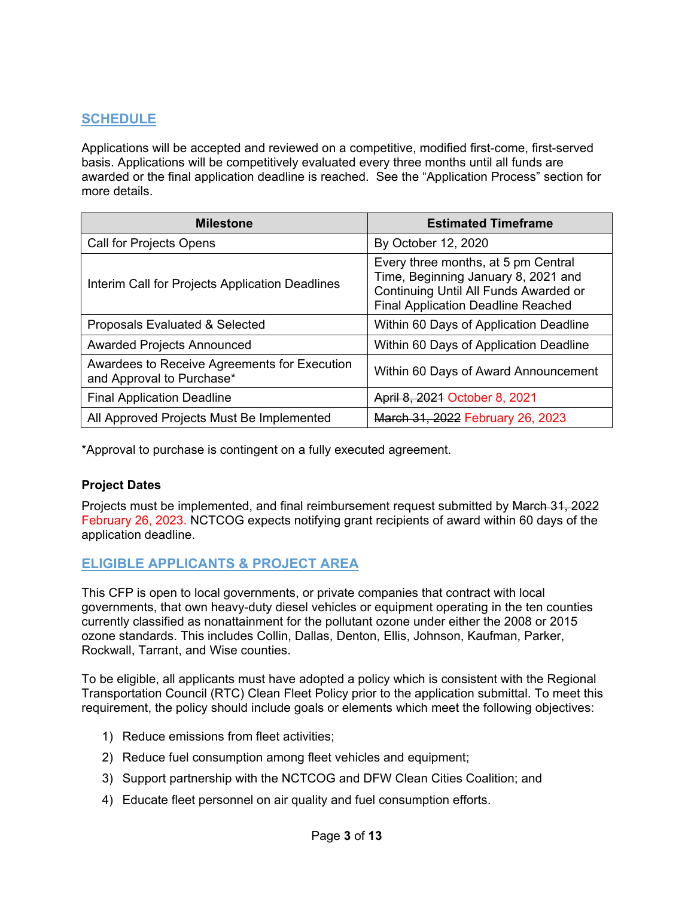## SCHEDULE

Applications will be accepted and reviewed on a competitive, modified first-come, first-served basis. Applications will be competitively evaluated every three months until all funds are awarded or the final application deadline is reached. See the "Application Process" section for more details.

| Milestone | Estimated Timeframe |
|---|---|
| Call for Projects Opens | By October 12, 2020 |
| Interim Call for Projects Application Deadlines | Every three months, at 5 pm Central Time, Beginning January 8, 2021 and Continuing Until All Funds Awarded or Final Application Deadline Reached |
| Proposals Evaluated & Selected | Within 60 Days of Application Deadline |
| Awarded Projects Announced | Within 60 Days of Application Deadline |
| Awardees to Receive Agreements for Execution and Approval to Purchase* | Within 60 Days of Award Announcement |
| Final Application Deadline | ~~April 8, 2021~~ October 8, 2021 |
| All Approved Projects Must Be Implemented | ~~March 31, 2022~~ February 26, 2023 |

*Approval to purchase is contingent on a fully executed agreement.

**Project Dates**

Projects must be implemented, and final reimbursement request submitted by ~~March 31, 2022~~ February 26, 2023. NCTCOG expects notifying grant recipients of award within 60 days of the application deadline.

## ELIGIBLE APPLICANTS & PROJECT AREA

This CFP is open to local governments, or private companies that contract with local governments, that own heavy-duty diesel vehicles or equipment operating in the ten counties currently classified as nonattainment for the pollutant ozone under either the 2008 or 2015 ozone standards. This includes Collin, Dallas, Denton, Ellis, Johnson, Kaufman, Parker, Rockwall, Tarrant, and Wise counties.

To be eligible, all applicants must have adopted a policy which is consistent with the Regional Transportation Council (RTC) Clean Fleet Policy prior to the application submittal. To meet this requirement, the policy should include goals or elements which meet the following objectives:

1) Reduce emissions from fleet activities;
2) Reduce fuel consumption among fleet vehicles and equipment;
3) Support partnership with the NCTCOG and DFW Clean Cities Coalition; and
4) Educate fleet personnel on air quality and fuel consumption efforts.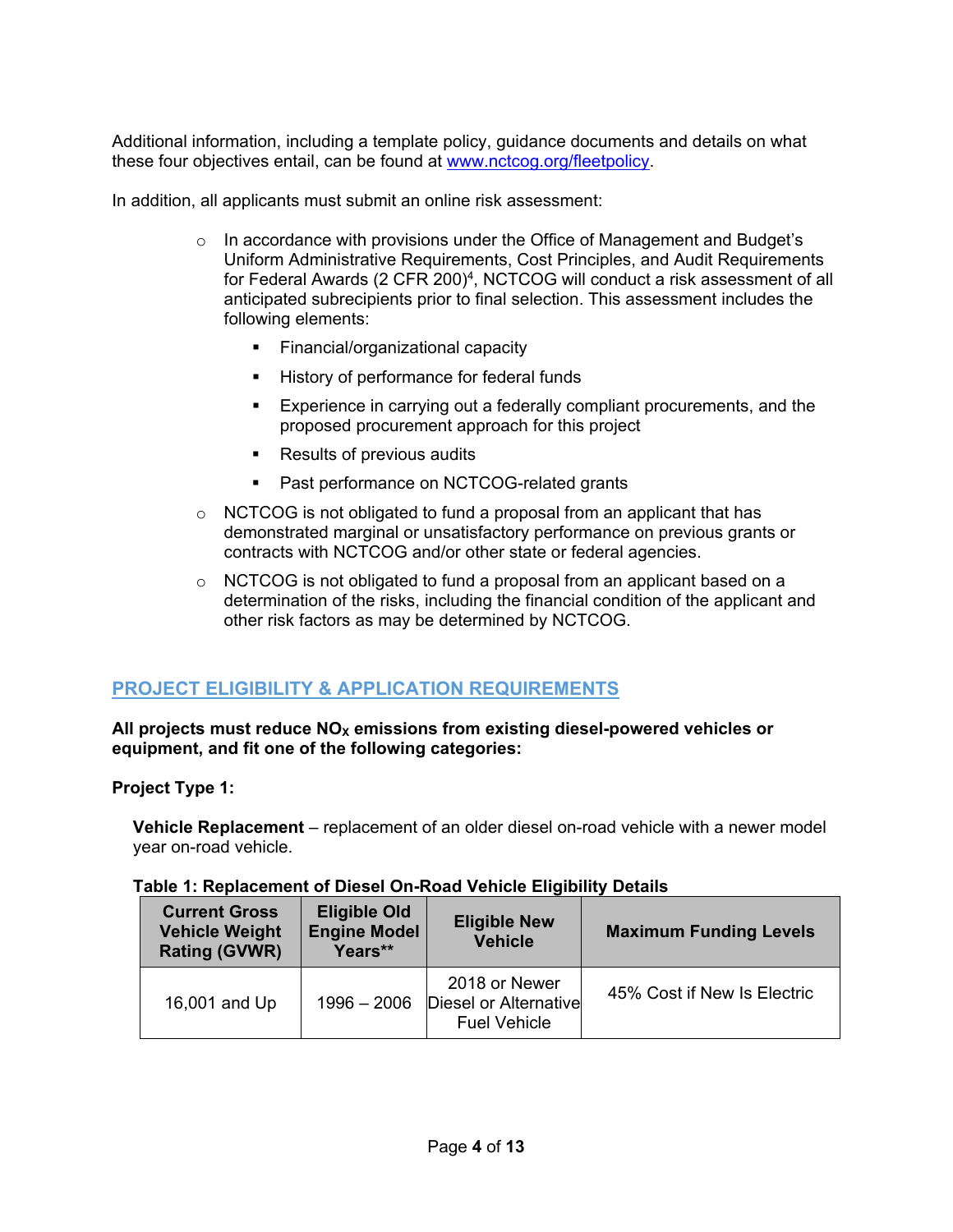Additional information, including a template policy, guidance documents and details on what these four objectives entail, can be found at [www.nctcog.org/fleetpolicy](www.nctcog.org/fleetpolicy).

In addition, all applicants must submit an online risk assessment:

- In accordance with provisions under the Office of Management and Budget's Uniform Administrative Requirements, Cost Principles, and Audit Requirements for Federal Awards (2 CFR 200)[4], NCTCOG will conduct a risk assessment of all anticipated subrecipients prior to final selection. This assessment includes the following elements:
  - Financial/organizational capacity
  - History of performance for federal funds
  - Experience in carrying out a federally compliant procurements, and the proposed procurement approach for this project
  - Results of previous audits
  - Past performance on NCTCOG-related grants
- NCTCOG is not obligated to fund a proposal from an applicant that has demonstrated marginal or unsatisfactory performance on previous grants or contracts with NCTCOG and/or other state or federal agencies.
- NCTCOG is not obligated to fund a proposal from an applicant based on a determination of the risks, including the financial condition of the applicant and other risk factors as may be determined by NCTCOG.

## PROJECT ELIGIBILITY & APPLICATION REQUIREMENTS

**All projects must reduce $NO_X$ emissions from existing diesel-powered vehicles or equipment, and fit one of the following categories:**

**Project Type 1:**

**Vehicle Replacement** – replacement of an older diesel on-road vehicle with a newer model year on-road vehicle.

**Table 1: Replacement of Diesel On-Road Vehicle Eligibility Details**

| Current Gross Vehicle Weight Rating (GVWR) | Eligible Old Engine Model Years** | Eligible New Vehicle | Maximum Funding Levels |
|---|---|---|---|
| 16,001 and Up | 1996 – 2006 | 2018 or Newer Diesel or Alternative Fuel Vehicle | 45% Cost if New Is Electric |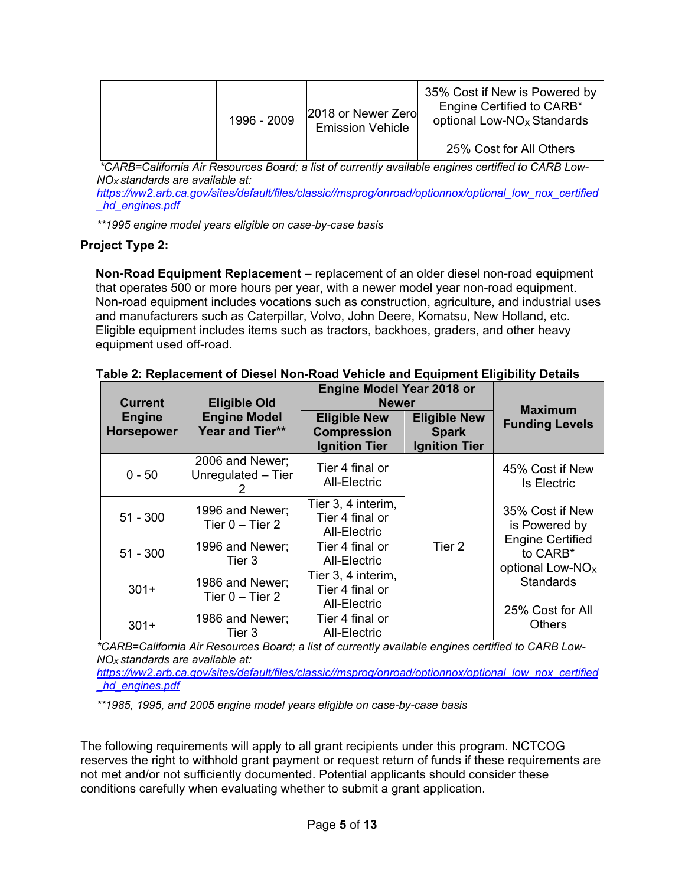| | 1996 - 2009 | 2018 or Newer Zero Emission Vehicle | 35% Cost if New is Powered by Engine Certified to CARB* optional Low-$NO_X$ Standards<br><br>25% Cost for All Others |
|---|---|---|---|

*\*CARB=California Air Resources Board; a list of currently available engines certified to CARB Low-$NO_X$ standards are available at:* https://ww2.arb.ca.gov/sites/default/files/classic//msprog/onroad/optionnox/optional_low_nox_certified_hd_engines.pdf

*\*\*1995 engine model years eligible on case-by-case basis*

**Project Type 2:**

**Non-Road Equipment Replacement** – replacement of an older diesel non-road equipment that operates 500 or more hours per year, with a newer model year non-road equipment. Non-road equipment includes vocations such as construction, agriculture, and industrial uses and manufacturers such as Caterpillar, Volvo, John Deere, Komatsu, New Holland, etc. Eligible equipment includes items such as tractors, backhoes, graders, and other heavy equipment used off-road.

**Table 2: Replacement of Diesel Non-Road Vehicle and Equipment Eligibility Details**

| Current Engine Horsepower | Eligible Old Engine Model Year and Tier** | Engine Model Year 2018 or Newer | | Maximum Funding Levels |
|---|---|---|---|---|
| | | Eligible New Compression Ignition Tier | Eligible New Spark Ignition Tier | |
| 0 - 50 | 2006 and Newer; Unregulated – Tier 2 | Tier 4 final or All-Electric | Tier 2 | 45% Cost if New Is Electric<br><br>35% Cost if New is Powered by Engine Certified to CARB* optional Low-$NO_X$ Standards<br><br>25% Cost for All Others |
| 51 - 300 | 1996 and Newer; Tier 0 – Tier 2 | Tier 3, 4 interim, Tier 4 final or All-Electric | | |
| 51 - 300 | 1996 and Newer; Tier 3 | Tier 4 final or All-Electric | | |
| 301+ | 1986 and Newer; Tier 0 – Tier 2 | Tier 3, 4 interim, Tier 4 final or All-Electric | | |
| 301+ | 1986 and Newer; Tier 3 | Tier 4 final or All-Electric | | |

*\*CARB=California Air Resources Board; a list of currently available engines certified to CARB Low-$NO_X$ standards are available at:* https://ww2.arb.ca.gov/sites/default/files/classic//msprog/onroad/optionnox/optional_low_nox_certified_hd_engines.pdf

*\*\*1985, 1995, and 2005 engine model years eligible on case-by-case basis*

The following requirements will apply to all grant recipients under this program. NCTCOG reserves the right to withhold grant payment or request return of funds if these requirements are not met and/or not sufficiently documented. Potential applicants should consider these conditions carefully when evaluating whether to submit a grant application.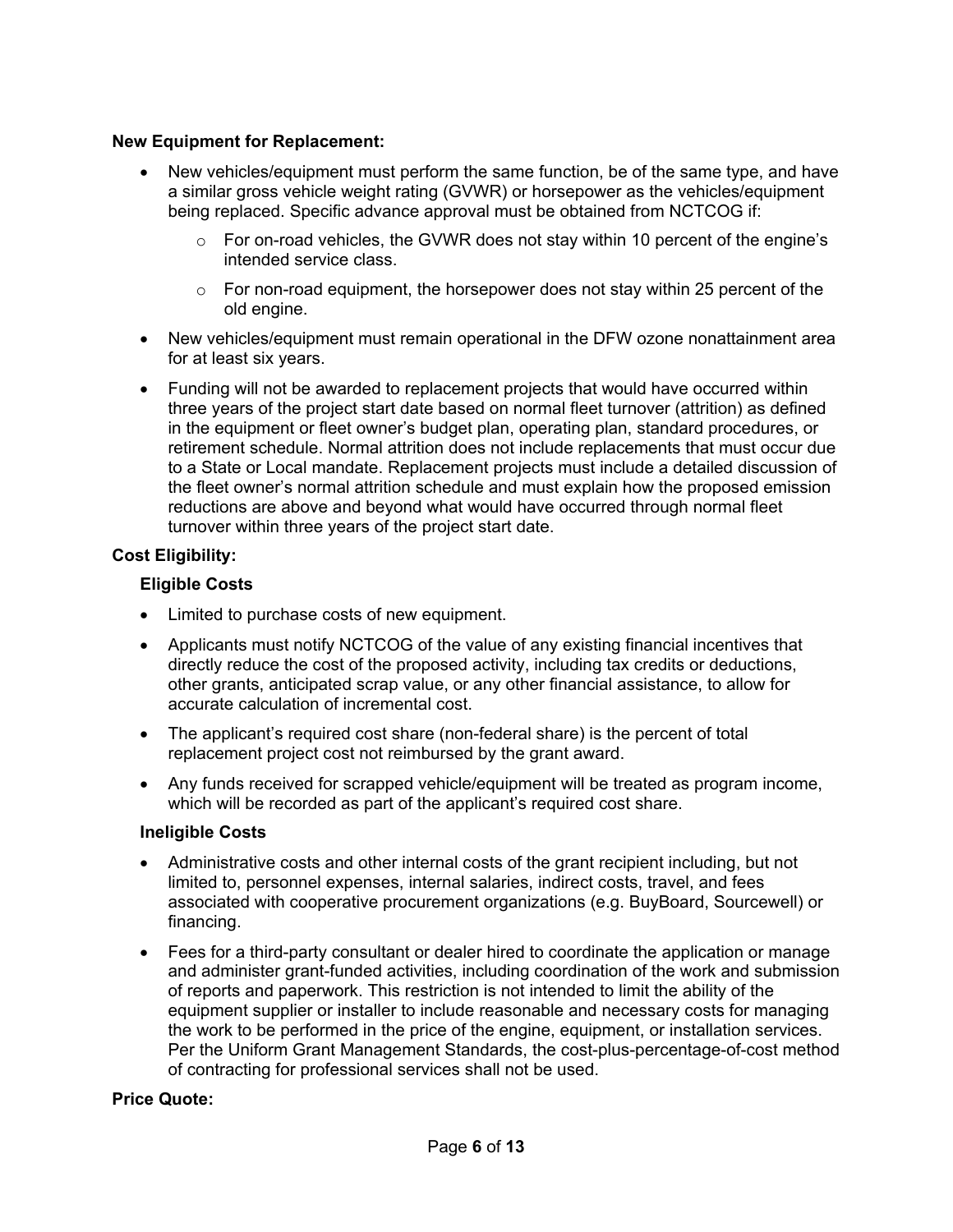**New Equipment for Replacement:**

- New vehicles/equipment must perform the same function, be of the same type, and have a similar gross vehicle weight rating (GVWR) or horsepower as the vehicles/equipment being replaced. Specific advance approval must be obtained from NCTCOG if:
  - For on-road vehicles, the GVWR does not stay within 10 percent of the engine's intended service class.
  - For non-road equipment, the horsepower does not stay within 25 percent of the old engine.
- New vehicles/equipment must remain operational in the DFW ozone nonattainment area for at least six years.
- Funding will not be awarded to replacement projects that would have occurred within three years of the project start date based on normal fleet turnover (attrition) as defined in the equipment or fleet owner's budget plan, operating plan, standard procedures, or retirement schedule. Normal attrition does not include replacements that must occur due to a State or Local mandate. Replacement projects must include a detailed discussion of the fleet owner's normal attrition schedule and must explain how the proposed emission reductions are above and beyond what would have occurred through normal fleet turnover within three years of the project start date.

**Cost Eligibility:**

**Eligible Costs**

- Limited to purchase costs of new equipment.
- Applicants must notify NCTCOG of the value of any existing financial incentives that directly reduce the cost of the proposed activity, including tax credits or deductions, other grants, anticipated scrap value, or any other financial assistance, to allow for accurate calculation of incremental cost.
- The applicant's required cost share (non-federal share) is the percent of total replacement project cost not reimbursed by the grant award.
- Any funds received for scrapped vehicle/equipment will be treated as program income, which will be recorded as part of the applicant's required cost share.

**Ineligible Costs**

- Administrative costs and other internal costs of the grant recipient including, but not limited to, personnel expenses, internal salaries, indirect costs, travel, and fees associated with cooperative procurement organizations (e.g. BuyBoard, Sourcewell) or financing.
- Fees for a third-party consultant or dealer hired to coordinate the application or manage and administer grant-funded activities, including coordination of the work and submission of reports and paperwork. This restriction is not intended to limit the ability of the equipment supplier or installer to include reasonable and necessary costs for managing the work to be performed in the price of the engine, equipment, or installation services. Per the Uniform Grant Management Standards, the cost-plus-percentage-of-cost method of contracting for professional services shall not be used.

**Price Quote:**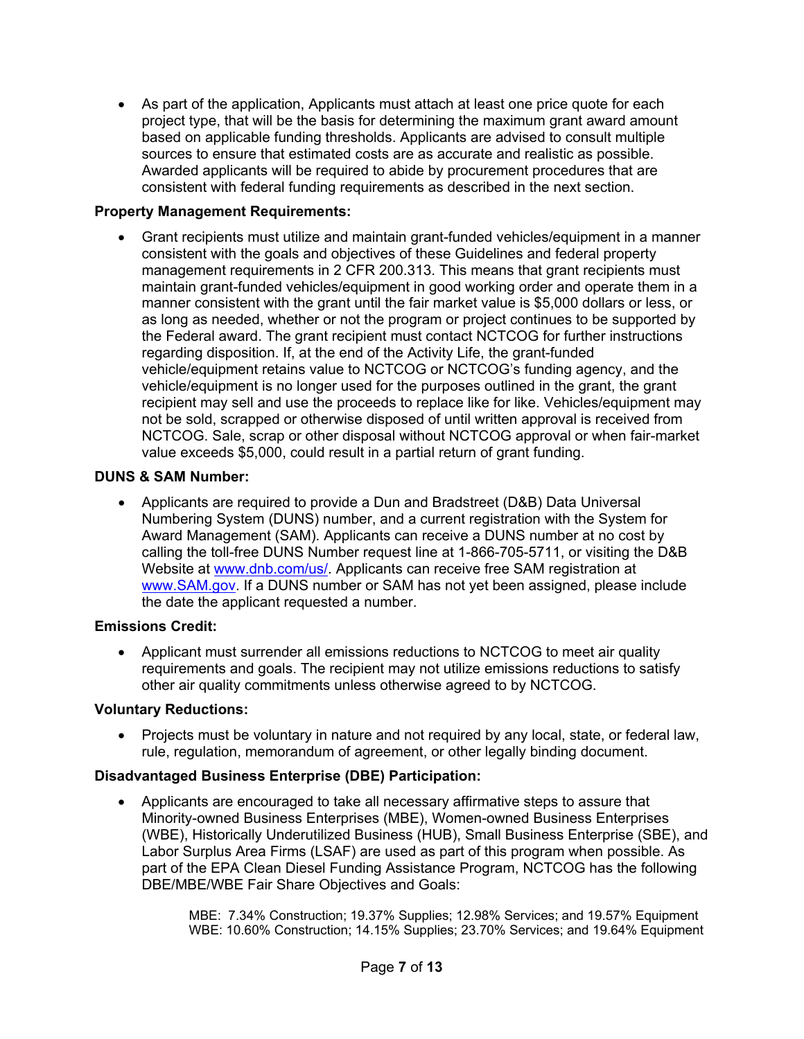- As part of the application, Applicants must attach at least one price quote for each project type, that will be the basis for determining the maximum grant award amount based on applicable funding thresholds. Applicants are advised to consult multiple sources to ensure that estimated costs are as accurate and realistic as possible. Awarded applicants will be required to abide by procurement procedures that are consistent with federal funding requirements as described in the next section.

**Property Management Requirements:**

- Grant recipients must utilize and maintain grant-funded vehicles/equipment in a manner consistent with the goals and objectives of these Guidelines and federal property management requirements in 2 CFR 200.313. This means that grant recipients must maintain grant-funded vehicles/equipment in good working order and operate them in a manner consistent with the grant until the fair market value is $5,000 dollars or less, or as long as needed, whether or not the program or project continues to be supported by the Federal award. The grant recipient must contact NCTCOG for further instructions regarding disposition. If, at the end of the Activity Life, the grant-funded vehicle/equipment retains value to NCTCOG or NCTCOG's funding agency, and the vehicle/equipment is no longer used for the purposes outlined in the grant, the grant recipient may sell and use the proceeds to replace like for like. Vehicles/equipment may not be sold, scrapped or otherwise disposed of until written approval is received from NCTCOG. Sale, scrap or other disposal without NCTCOG approval or when fair-market value exceeds $5,000, could result in a partial return of grant funding.

**DUNS & SAM Number:**

- Applicants are required to provide a Dun and Bradstreet (D&B) Data Universal Numbering System (DUNS) number, and a current registration with the System for Award Management (SAM). Applicants can receive a DUNS number at no cost by calling the toll-free DUNS Number request line at 1-866-705-5711, or visiting the D&B Website at [www.dnb.com/us/](www.dnb.com/us/). Applicants can receive free SAM registration at [www.SAM.gov](www.SAM.gov). If a DUNS number or SAM has not yet been assigned, please include the date the applicant requested a number.

**Emissions Credit:**

- Applicant must surrender all emissions reductions to NCTCOG to meet air quality requirements and goals. The recipient may not utilize emissions reductions to satisfy other air quality commitments unless otherwise agreed to by NCTCOG.

**Voluntary Reductions:**

- Projects must be voluntary in nature and not required by any local, state, or federal law, rule, regulation, memorandum of agreement, or other legally binding document.

**Disadvantaged Business Enterprise (DBE) Participation:**

- Applicants are encouraged to take all necessary affirmative steps to assure that Minority-owned Business Enterprises (MBE), Women-owned Business Enterprises (WBE), Historically Underutilized Business (HUB), Small Business Enterprise (SBE), and Labor Surplus Area Firms (LSAF) are used as part of this program when possible. As part of the EPA Clean Diesel Funding Assistance Program, NCTCOG has the following DBE/MBE/WBE Fair Share Objectives and Goals:

  MBE: 7.34% Construction; 19.37% Supplies; 12.98% Services; and 19.57% Equipment
  WBE: 10.60% Construction; 14.15% Supplies; 23.70% Services; and 19.64% Equipment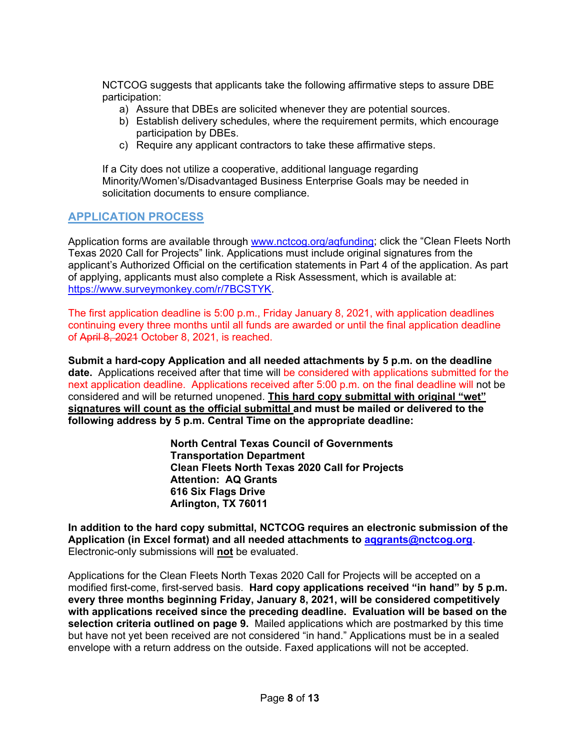NCTCOG suggests that applicants take the following affirmative steps to assure DBE participation:

a) Assure that DBEs are solicited whenever they are potential sources.
b) Establish delivery schedules, where the requirement permits, which encourage participation by DBEs.
c) Require any applicant contractors to take these affirmative steps.

If a City does not utilize a cooperative, additional language regarding Minority/Women's/Disadvantaged Business Enterprise Goals may be needed in solicitation documents to ensure compliance.

## APPLICATION PROCESS

Application forms are available through www.nctcog.org/aqfunding; click the "Clean Fleets North Texas 2020 Call for Projects" link. Applications must include original signatures from the applicant's Authorized Official on the certification statements in Part 4 of the application. As part of applying, applicants must also complete a Risk Assessment, which is available at: https://www.surveymonkey.com/r/7BCSTYK.

The first application deadline is 5:00 p.m., Friday January 8, 2021, with application deadlines continuing every three months until all funds are awarded or until the final application deadline of ~~April 8, 2021~~ October 8, 2021, is reached.

**Submit a hard-copy Application and all needed attachments by 5 p.m. on the deadline date.** Applications received after that time will be considered with applications submitted for the next application deadline. Applications received after 5:00 p.m. on the final deadline will not be considered and will be returned unopened. **This hard copy submittal with original "wet" signatures will count as the official submittal and must be mailed or delivered to the following address by 5 p.m. Central Time on the appropriate deadline:**

**North Central Texas Council of Governments**
**Transportation Department**
**Clean Fleets North Texas 2020 Call for Projects**
**Attention: AQ Grants**
**616 Six Flags Drive**
**Arlington, TX 76011**

**In addition to the hard copy submittal, NCTCOG requires an electronic submission of the Application (in Excel format) and all needed attachments to aqgrants@nctcog.org.** Electronic-only submissions will **not** be evaluated.

Applications for the Clean Fleets North Texas 2020 Call for Projects will be accepted on a modified first-come, first-served basis. **Hard copy applications received "in hand" by 5 p.m. every three months beginning Friday, January 8, 2021, will be considered competitively with applications received since the preceding deadline. Evaluation will be based on the selection criteria outlined on page 9.** Mailed applications which are postmarked by this time but have not yet been received are not considered "in hand." Applications must be in a sealed envelope with a return address on the outside. Faxed applications will not be accepted.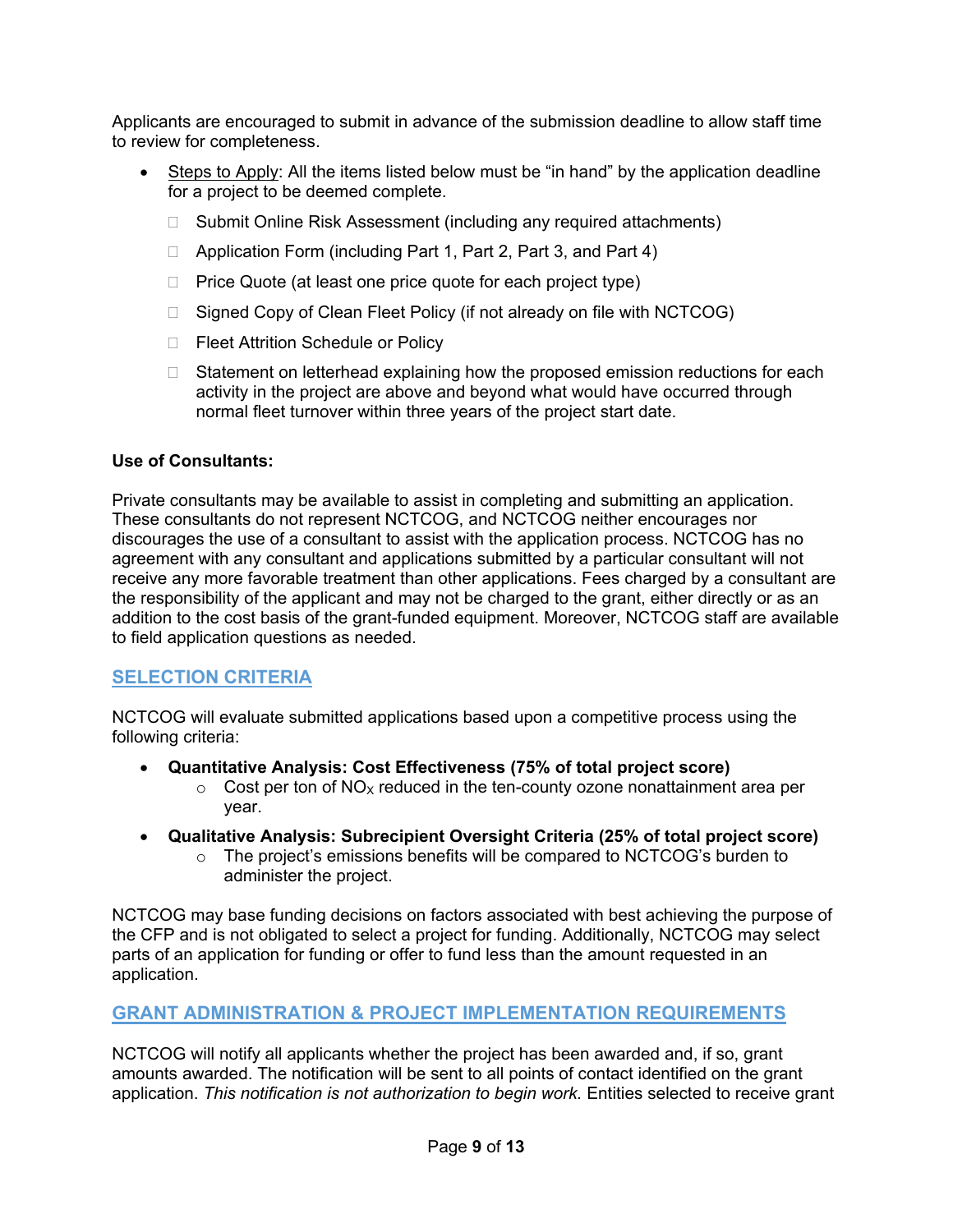Applicants are encouraged to submit in advance of the submission deadline to allow staff time to review for completeness.

- Steps to Apply: All the items listed below must be "in hand" by the application deadline for a project to be deemed complete.
  - ☐ Submit Online Risk Assessment (including any required attachments)
  - ☐ Application Form (including Part 1, Part 2, Part 3, and Part 4)
  - ☐ Price Quote (at least one price quote for each project type)
  - ☐ Signed Copy of Clean Fleet Policy (if not already on file with NCTCOG)
  - ☐ Fleet Attrition Schedule or Policy
  - ☐ Statement on letterhead explaining how the proposed emission reductions for each activity in the project are above and beyond what would have occurred through normal fleet turnover within three years of the project start date.

**Use of Consultants:**

Private consultants may be available to assist in completing and submitting an application. These consultants do not represent NCTCOG, and NCTCOG neither encourages nor discourages the use of a consultant to assist with the application process. NCTCOG has no agreement with any consultant and applications submitted by a particular consultant will not receive any more favorable treatment than other applications. Fees charged by a consultant are the responsibility of the applicant and may not be charged to the grant, either directly or as an addition to the cost basis of the grant-funded equipment. Moreover, NCTCOG staff are available to field application questions as needed.

## SELECTION CRITERIA

NCTCOG will evaluate submitted applications based upon a competitive process using the following criteria:

- **Quantitative Analysis: Cost Effectiveness (75% of total project score)**
  - Cost per ton of $NO_X$ reduced in the ten-county ozone nonattainment area per year.
- **Qualitative Analysis: Subrecipient Oversight Criteria (25% of total project score)**
  - The project's emissions benefits will be compared to NCTCOG's burden to administer the project.

NCTCOG may base funding decisions on factors associated with best achieving the purpose of the CFP and is not obligated to select a project for funding. Additionally, NCTCOG may select parts of an application for funding or offer to fund less than the amount requested in an application.

## GRANT ADMINISTRATION & PROJECT IMPLEMENTATION REQUIREMENTS

NCTCOG will notify all applicants whether the project has been awarded and, if so, grant amounts awarded. The notification will be sent to all points of contact identified on the grant application. *This notification is not authorization to begin work.* Entities selected to receive grant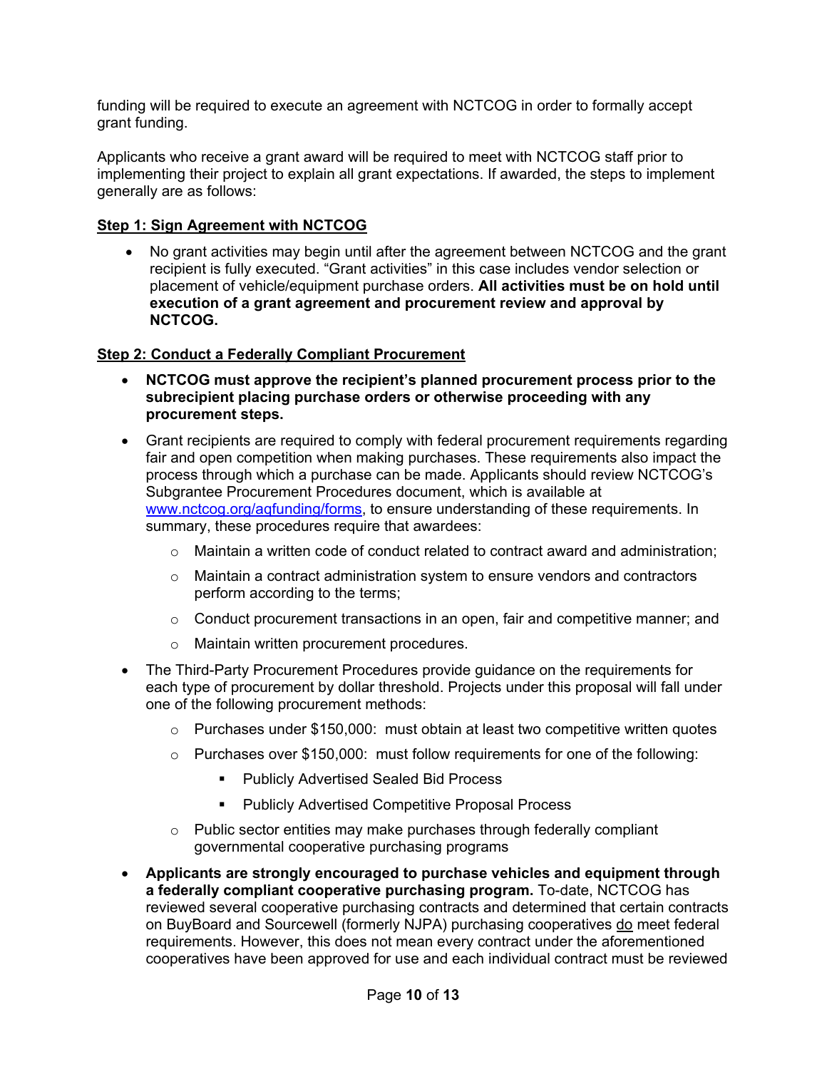funding will be required to execute an agreement with NCTCOG in order to formally accept grant funding.

Applicants who receive a grant award will be required to meet with NCTCOG staff prior to implementing their project to explain all grant expectations. If awarded, the steps to implement generally are as follows:

**Step 1: Sign Agreement with NCTCOG**

- No grant activities may begin until after the agreement between NCTCOG and the grant recipient is fully executed. "Grant activities" in this case includes vendor selection or placement of vehicle/equipment purchase orders. **All activities must be on hold until execution of a grant agreement and procurement review and approval by NCTCOG.**

**Step 2: Conduct a Federally Compliant Procurement**

- **NCTCOG must approve the recipient's planned procurement process prior to the subrecipient placing purchase orders or otherwise proceeding with any procurement steps.**
- Grant recipients are required to comply with federal procurement requirements regarding fair and open competition when making purchases. These requirements also impact the process through which a purchase can be made. Applicants should review NCTCOG's Subgrantee Procurement Procedures document, which is available at [www.nctcog.org/aqfunding/forms](www.nctcog.org/aqfunding/forms), to ensure understanding of these requirements. In summary, these procedures require that awardees:
  - Maintain a written code of conduct related to contract award and administration;
  - Maintain a contract administration system to ensure vendors and contractors perform according to the terms;
  - Conduct procurement transactions in an open, fair and competitive manner; and
  - Maintain written procurement procedures.
- The Third-Party Procurement Procedures provide guidance on the requirements for each type of procurement by dollar threshold. Projects under this proposal will fall under one of the following procurement methods:
  - Purchases under $150,000: must obtain at least two competitive written quotes
  - Purchases over $150,000: must follow requirements for one of the following:
    - Publicly Advertised Sealed Bid Process
    - Publicly Advertised Competitive Proposal Process
  - Public sector entities may make purchases through federally compliant governmental cooperative purchasing programs
- **Applicants are strongly encouraged to purchase vehicles and equipment through a federally compliant cooperative purchasing program.** To-date, NCTCOG has reviewed several cooperative purchasing contracts and determined that certain contracts on BuyBoard and Sourcewell (formerly NJPA) purchasing cooperatives do meet federal requirements. However, this does not mean every contract under the aforementioned cooperatives have been approved for use and each individual contract must be reviewed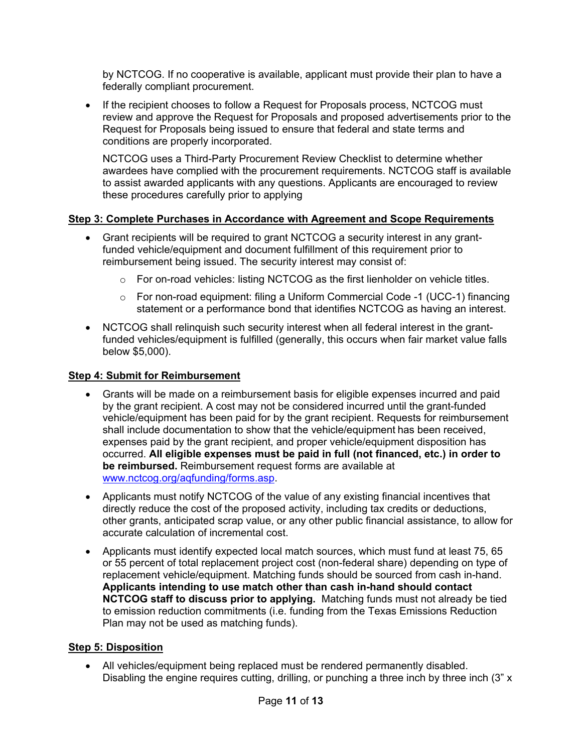by NCTCOG. If no cooperative is available, applicant must provide their plan to have a federally compliant procurement.

- If the recipient chooses to follow a Request for Proposals process, NCTCOG must review and approve the Request for Proposals and proposed advertisements prior to the Request for Proposals being issued to ensure that federal and state terms and conditions are properly incorporated.

  NCTCOG uses a Third-Party Procurement Review Checklist to determine whether awardees have complied with the procurement requirements. NCTCOG staff is available to assist awarded applicants with any questions. Applicants are encouraged to review these procedures carefully prior to applying

**Step 3: Complete Purchases in Accordance with Agreement and Scope Requirements**

- Grant recipients will be required to grant NCTCOG a security interest in any grant-funded vehicle/equipment and document fulfillment of this requirement prior to reimbursement being issued. The security interest may consist of:
  - For on-road vehicles: listing NCTCOG as the first lienholder on vehicle titles.
  - For non-road equipment: filing a Uniform Commercial Code -1 (UCC-1) financing statement or a performance bond that identifies NCTCOG as having an interest.
- NCTCOG shall relinquish such security interest when all federal interest in the grant-funded vehicles/equipment is fulfilled (generally, this occurs when fair market value falls below $5,000).

**Step 4: Submit for Reimbursement**

- Grants will be made on a reimbursement basis for eligible expenses incurred and paid by the grant recipient. A cost may not be considered incurred until the grant-funded vehicle/equipment has been paid for by the grant recipient. Requests for reimbursement shall include documentation to show that the vehicle/equipment has been received, expenses paid by the grant recipient, and proper vehicle/equipment disposition has occurred. **All eligible expenses must be paid in full (not financed, etc.) in order to be reimbursed.** Reimbursement request forms are available at [www.nctcog.org/aqfunding/forms.asp](www.nctcog.org/aqfunding/forms.asp).
- Applicants must notify NCTCOG of the value of any existing financial incentives that directly reduce the cost of the proposed activity, including tax credits or deductions, other grants, anticipated scrap value, or any other public financial assistance, to allow for accurate calculation of incremental cost.
- Applicants must identify expected local match sources, which must fund at least 75, 65 or 55 percent of total replacement project cost (non-federal share) depending on type of replacement vehicle/equipment. Matching funds should be sourced from cash in-hand. **Applicants intending to use match other than cash in-hand should contact NCTCOG staff to discuss prior to applying.** Matching funds must not already be tied to emission reduction commitments (i.e. funding from the Texas Emissions Reduction Plan may not be used as matching funds).

**Step 5: Disposition**

- All vehicles/equipment being replaced must be rendered permanently disabled. Disabling the engine requires cutting, drilling, or punching a three inch by three inch (3" x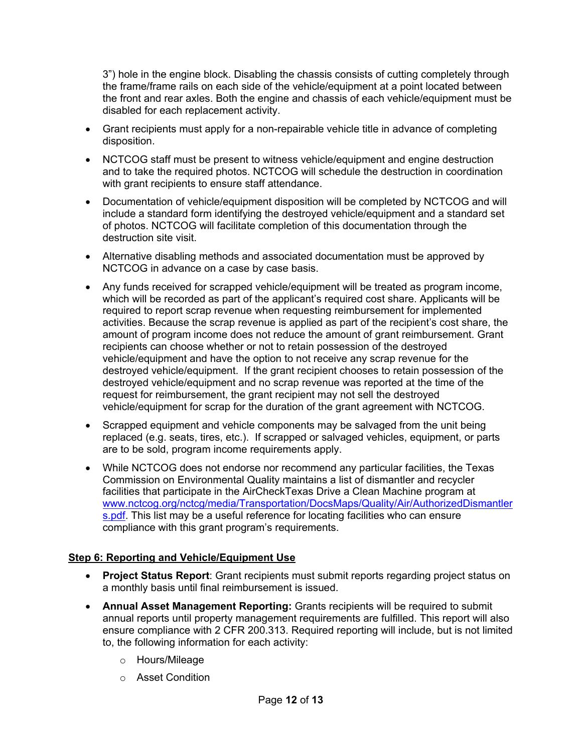3") hole in the engine block. Disabling the chassis consists of cutting completely through the frame/frame rails on each side of the vehicle/equipment at a point located between the front and rear axles. Both the engine and chassis of each vehicle/equipment must be disabled for each replacement activity.

- Grant recipients must apply for a non-repairable vehicle title in advance of completing disposition.
- NCTCOG staff must be present to witness vehicle/equipment and engine destruction and to take the required photos. NCTCOG will schedule the destruction in coordination with grant recipients to ensure staff attendance.
- Documentation of vehicle/equipment disposition will be completed by NCTCOG and will include a standard form identifying the destroyed vehicle/equipment and a standard set of photos. NCTCOG will facilitate completion of this documentation through the destruction site visit.
- Alternative disabling methods and associated documentation must be approved by NCTCOG in advance on a case by case basis.
- Any funds received for scrapped vehicle/equipment will be treated as program income, which will be recorded as part of the applicant's required cost share. Applicants will be required to report scrap revenue when requesting reimbursement for implemented activities. Because the scrap revenue is applied as part of the recipient's cost share, the amount of program income does not reduce the amount of grant reimbursement. Grant recipients can choose whether or not to retain possession of the destroyed vehicle/equipment and have the option to not receive any scrap revenue for the destroyed vehicle/equipment. If the grant recipient chooses to retain possession of the destroyed vehicle/equipment and no scrap revenue was reported at the time of the request for reimbursement, the grant recipient may not sell the destroyed vehicle/equipment for scrap for the duration of the grant agreement with NCTCOG.
- Scrapped equipment and vehicle components may be salvaged from the unit being replaced (e.g. seats, tires, etc.). If scrapped or salvaged vehicles, equipment, or parts are to be sold, program income requirements apply.
- While NCTCOG does not endorse nor recommend any particular facilities, the Texas Commission on Environmental Quality maintains a list of dismantler and recycler facilities that participate in the AirCheckTexas Drive a Clean Machine program at www.nctcog.org/nctcg/media/Transportation/DocsMaps/Quality/Air/AuthorizedDismantlers.pdf. This list may be a useful reference for locating facilities who can ensure compliance with this grant program's requirements.

**Step 6: Reporting and Vehicle/Equipment Use**

- **Project Status Report**: Grant recipients must submit reports regarding project status on a monthly basis until final reimbursement is issued.
- **Annual Asset Management Reporting:** Grants recipients will be required to submit annual reports until property management requirements are fulfilled. This report will also ensure compliance with 2 CFR 200.313. Required reporting will include, but is not limited to, the following information for each activity:
  - Hours/Mileage
  - Asset Condition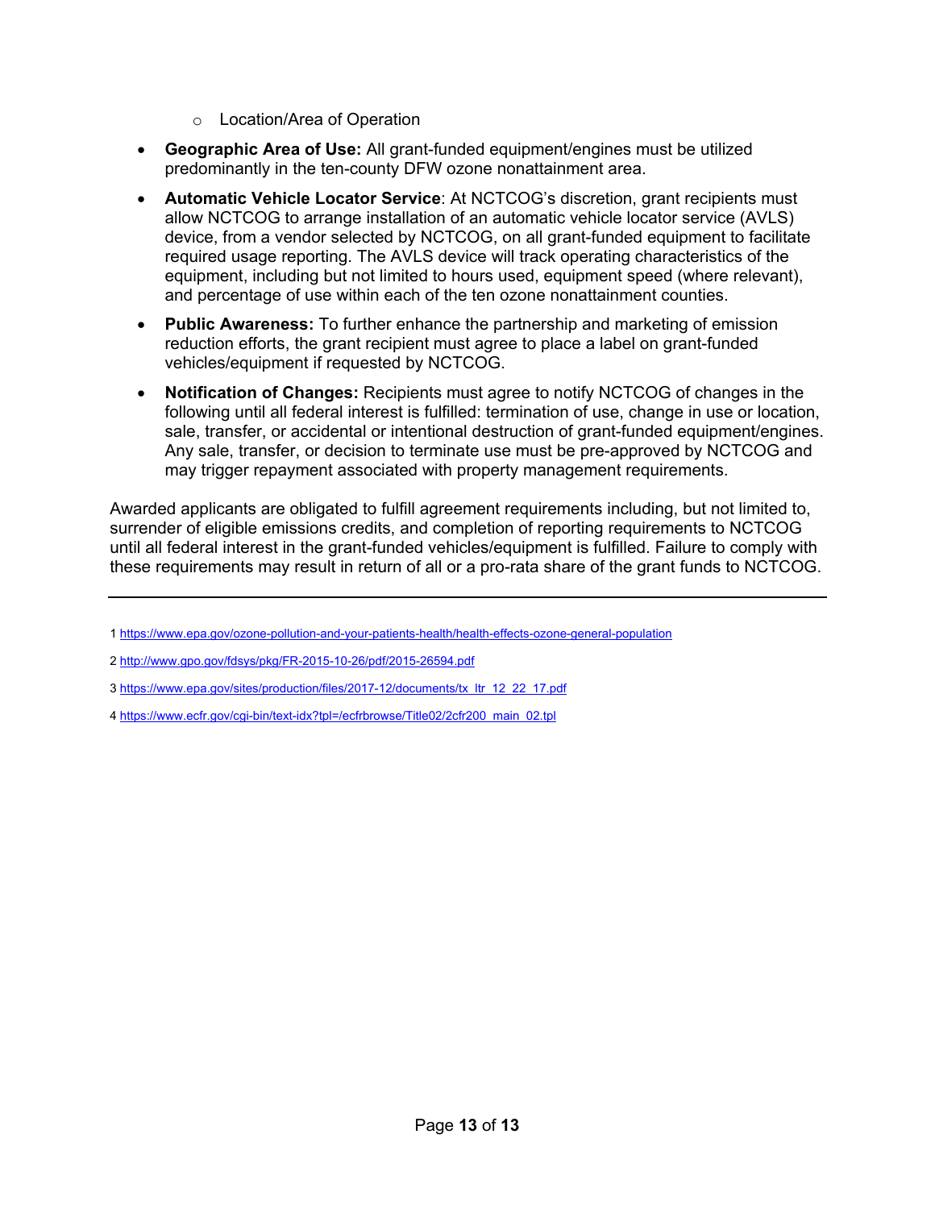- Location/Area of Operation

- **Geographic Area of Use:** All grant-funded equipment/engines must be utilized predominantly in the ten-county DFW ozone nonattainment area.

- **Automatic Vehicle Locator Service**: At NCTCOG's discretion, grant recipients must allow NCTCOG to arrange installation of an automatic vehicle locator service (AVLS) device, from a vendor selected by NCTCOG, on all grant-funded equipment to facilitate required usage reporting. The AVLS device will track operating characteristics of the equipment, including but not limited to hours used, equipment speed (where relevant), and percentage of use within each of the ten ozone nonattainment counties.

- **Public Awareness:** To further enhance the partnership and marketing of emission reduction efforts, the grant recipient must agree to place a label on grant-funded vehicles/equipment if requested by NCTCOG.

- **Notification of Changes:** Recipients must agree to notify NCTCOG of changes in the following until all federal interest is fulfilled: termination of use, change in use or location, sale, transfer, or accidental or intentional destruction of grant-funded equipment/engines. Any sale, transfer, or decision to terminate use must be pre-approved by NCTCOG and may trigger repayment associated with property management requirements.

Awarded applicants are obligated to fulfill agreement requirements including, but not limited to, surrender of eligible emissions credits, and completion of reporting requirements to NCTCOG until all federal interest in the grant-funded vehicles/equipment is fulfilled. Failure to comply with these requirements may result in return of all or a pro-rata share of the grant funds to NCTCOG.

---

1 https://www.epa.gov/ozone-pollution-and-your-patients-health/health-effects-ozone-general-population

2 http://www.gpo.gov/fdsys/pkg/FR-2015-10-26/pdf/2015-26594.pdf

3 https://www.epa.gov/sites/production/files/2017-12/documents/tx_ltr_12_22_17.pdf

4 https://www.ecfr.gov/cgi-bin/text-idx?tpl=/ecfrbrowse/Title02/2cfr200_main_02.tpl